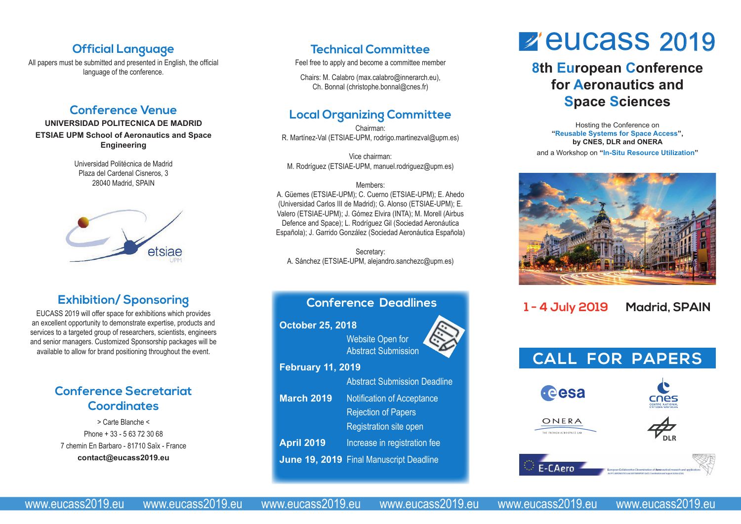## Official Language

All papers must be submitted and presented in English, the official language of the conference.

## Conference Venue

**UNIVERSIDAD POLITECNICA DE MADRID**

**ETSIAE UPM School of Aeronautics and Space Engineering**

Universidad Politécnica de Madrid
Plaza del Cardenal Cisneros, 3
28040 Madrid, SPAIN

## Exhibition/ Sponsoring

EUCASS 2019 will offer space for exhibitions which provides an excellent opportunity to demonstrate expertise, products and services to a targeted group of researchers, scientists, engineers and senior managers. Customized Sponsorship packages will be available to allow for brand positioning throughout the event.

## Conference Secretariat Coordinates

> Carte Blanche <

Phone + 33 - 5 63 72 30 68

7 chemin En Barbaro - 81710 Saïx - France

**contact@eucass2019.eu**

## Technical Committee

Feel free to apply and become a committee member

Chairs: M. Calabro (max.calabro@innerarch.eu), Ch. Bonnal (christophe.bonnal@cnes.fr)

## Local Organizing Committee

Chairman:
R. Martínez-Val (ETSIAE-UPM, rodrigo.martinezval@upm.es)

Vice chairman:
M. Rodríguez (ETSIAE-UPM, manuel.rodriguez@upm.es)

Members:
A. Güemes (ETSIAE-UPM); C. Cuerno (ETSIAE-UPM); E. Ahedo (Universidad Carlos III de Madrid); G. Alonso (ETSIAE-UPM); E. Valero (ETSIAE-UPM); J. Gómez Elvira (INTA); M. Morell (Airbus Defence and Space); L. Rodríguez Gil (Sociedad Aeronáutica Española); J. Garrido González (Sociedad Aeronáutica Española)

Secretary:
A. Sánchez (ETSIAE-UPM, alejandro.sanchezc@upm.es)

## Conference Deadlines

**October 25, 2018** — Website Open for Abstract Submission

**February 11, 2019** — Abstract Submission Deadline

**March 2019** — Notification of Acceptance; Rejection of Papers; Registration site open

**April 2019** — Increase in registration fee

**June 19, 2019** — Final Manuscript Deadline

# eucass 2019

## 8th European Conference for Aeronautics and Space Sciences

Hosting the Conference on
**"Reusable Systems for Space Access",**
**by CNES, DLR and ONERA**
and a Workshop on **"In-Situ Resource Utilization"**

**1 - 4 July 2019 Madrid, SPAIN**

## CALL FOR PAPERS

esa · cnes · ONERA · DLR · E-CAero

www.eucass2019.eu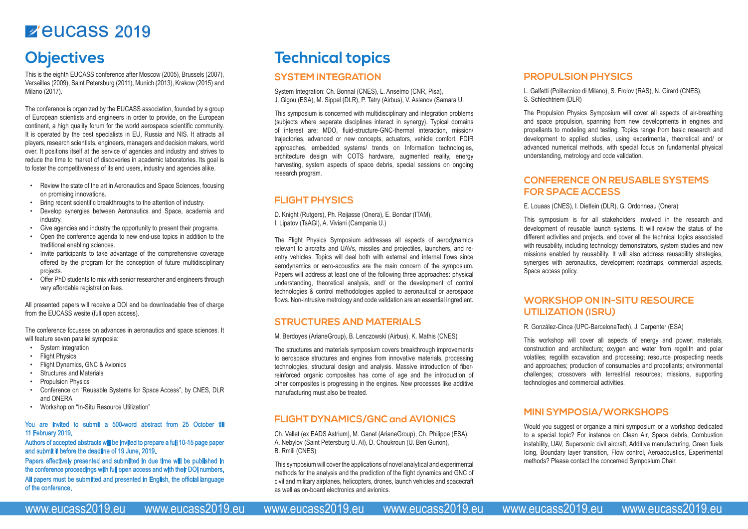# eucass 2019

## Objectives

This is the eighth EUCASS conference after Moscow (2005), Brussels (2007), Versailles (2009), Saint Petersburg (2011), Munich (2013), Krakow (2015) and Milano (2017).

The conference is organized by the EUCASS association, founded by a group of European scientists and engineers in order to provide, on the European continent, a high quality forum for the world aerospace scientific community. It is operated by the best specialists in EU, Russia and NIS. It attracts all players, research scientists, engineers, managers and decision makers, world over. It positions itself at the service of agencies and industry and strives to reduce the time to market of discoveries in academic laboratories. Its goal is to foster the competitiveness of its end users, industry and agencies alike.

- Review the state of the art in Aeronautics and Space Sciences, focusing on promising innovations.
- Bring recent scientific breakthroughs to the attention of industry.
- Develop synergies between Aeronautics and Space, academia and industry.
- Give agencies and industry the opportunity to present their programs.
- Open the conference agenda to new end-use topics in addition to the traditional enabling sciences.
- Invite participants to take advantage of the comprehensive coverage offered by the program for the conception of future multidisciplinary projects.
- Offer PhD students to mix with senior researcher and engineers through very affordable registration fees.

All presented papers will receive a DOI and be downloadable free of charge from the EUCASS wesite (full open access).

The conference focusses on advances in aeronautics and space sciences. It will feature seven parallel symposia:

- System Integration
- Flight Physics
- Flight Dynamics, GNC & Avionics
- Structures and Materials
- Propulsion Physics
- Conference on "Reusable Systems for Space Access", by CNES, DLR and ONERA
- Workshop on "In-Situ Resource Utilization"

You are invited to submit a 500-word abstract from 25 October till 11 February 2019.

Authors of accepted abstracts will be invited to prepare a full 10-15 page paper and submit it before the deadline of 19 June, 2019.

Papers effectively presented and submitted in due time will be published in the conference proceedings with full open access and with their DOI numbers.

All papers must be submitted and presented in English, the official language of the conference.

## Technical topics

### SYSTEM INTEGRATION

System Integration: Ch. Bonnal (CNES), L. Anselmo (CNR, Pisa), J. Gigou (ESA), M. Sippel (DLR), P. Tatry (Airbus), V. Aslanov (Samara U.

This symposium is concerned with multidisciplinary and integration problems (subjects where separate disciplines interact in synergy). Typical domains of interest are: MDO, fluid-structure-GNC-thermal interaction, mission/ trajectories, advanced or new concepts, actuators, vehicle comfort, FDIR approaches, embedded systems/ trends on Information technologies, architecture design with COTS hardware, augmented reality, energy harvesting, system aspects of space debris, special sessions on ongoing research program.

### FLIGHT PHYSICS

D. Knight (Rutgers), Ph. Reijasse (Onera), E. Bondar (ITAM), I. Lipatov (TsAGI), A. Viviani (Campania U.)

The Flight Physics Symposium addresses all aspects of aerodynamics relevant to aircrafts and UAVs, missiles and projectiles, launchers, and re-entry vehicles. Topics will deal both with external and internal flows since aerodynamics or aero-acoustics are the main concern of the symposium. Papers will address at least one of the following three approaches: physical understanding, theoretical analysis, and/ or the development of control technologies & control methodologies applied to aeronautical or aerospace flows. Non-intrusive metrology and code validation are an essential ingredient.

### STRUCTURES AND MATERIALS

M. Berdoyes (ArianeGroup), B. Lenczowski (Airbus), K. Mathis (CNES)

The structures and materials symposium covers breakthrough improvements to aerospace structures and engines from innovative materials, processing technologies, structural design and analysis. Massive introduction of fiber-reinforced organic composites has come of age and the introduction of other composites is progressing in the engines. New processes like additive manufacturing must also be treated.

### FLIGHT DYNAMICS/GNC and AVIONICS

Ch. Vallet (ex EADS Astrium), M. Ganet (ArianeGroup), Ch. Philippe (ESA), A. Nebylov (Saint Petersburg U. AI), D. Choukroun (U. Ben Gurion), B. Rmili (CNES)

This symposium will cover the applications of novel analytical and experimental methods for the analysis and the prediction of the flight dynamics and GNC of civil and military airplanes, helicopters, drones, launch vehicles and spacecraft as well as on-board electronics and avionics.

### PROPULSION PHYSICS

L. Galfetti (Politecnico di Milano), S. Frolov (RAS), N. Girard (CNES), S. Schlechtriem (DLR)

The Propulsion Physics Symposium will cover all aspects of air-breathing and space propulsion, spanning from new developments in engines and propellants to modeling and testing. Topics range from basic research and development to applied studies, using experimental, theoretical and/ or advanced numerical methods, with special focus on fundamental physical understanding, metrology and code validation.

### CONFERENCE ON REUSABLE SYSTEMS FOR SPACE ACCESS

E. Louaas (CNES), I. Dietlein (DLR), G. Ordonneau (Onera)

This symposium is for all stakeholders involved in the research and development of reusable launch systems. It will review the status of the different activities and projects, and cover all the technical topics associated with reusability, including technology demonstrators, system studies and new missions enabled by reusability. It will also address reusability strategies, synergies with aeronautics, development roadmaps, commercial aspects, Space access policy.

### WORKSHOP ON IN-SITU RESOURCE UTILIZATION (ISRU)

R. González-Cinca (UPC-BarcelonaTech), J. Carpenter (ESA)

This workshop will cover all aspects of energy and power; materials, construction and architecture; oxygen and water from regolith and polar volatiles; regolith excavation and processing; resource prospecting needs and approaches; production of consumables and propellants; environmental challenges; crossovers with terrestrial resources; missions, supporting technologies and commercial activities.

### MINI SYMPOSIA/WORKSHOPS

Would you suggest or organize a mini symposium or a workshop dedicated to a special topic? For instance on Clean Air, Space debris, Combustion instability, UAV, Supersonic civil aircraft, Additive manufacturing, Green fuels Icing, Boundary layer transition, Flow control, Aeroacoustics, Experimental methods? Please contact the concerned Symposium Chair.

www.eucass2019.eu